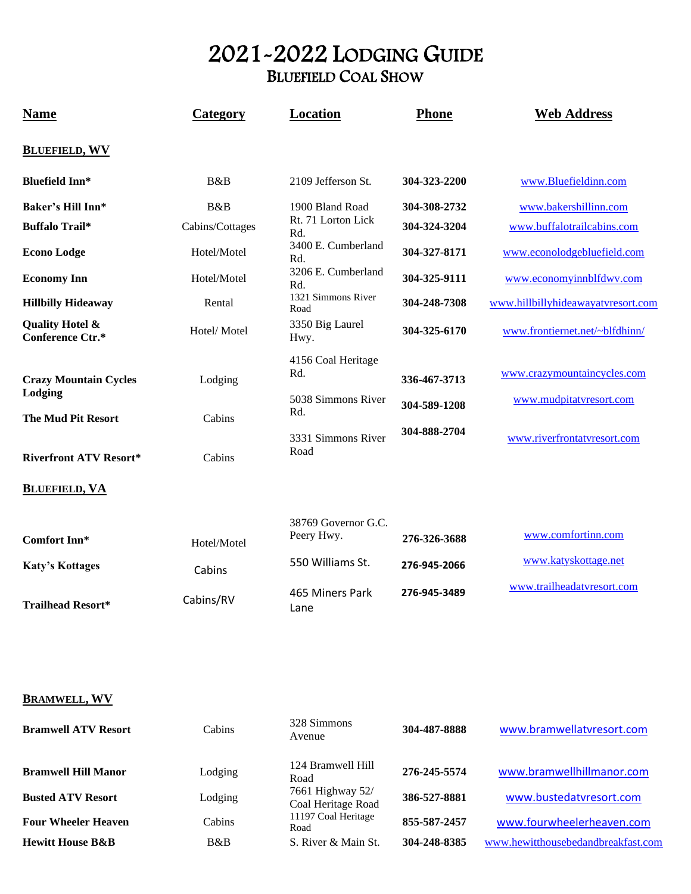# 2021-2022 Lodging Guide

## Bluefield Coal Show

| Name | Category | Location | Phone | Web Address |
|---|---|---|---|---|
| **BLUEFIELD, WV** | | | | |
| **Bluefield Inn*** | B&B | 2109 Jefferson St. | **304-323-2200** | www.Bluefieldinn.com |
| **Baker's Hill Inn*** | B&B | 1900 Bland Road | **304-308-2732** | www.bakershillinn.com |
| **Buffalo Trail*** | Cabins/Cottages | Rt. 71 Lorton Lick Rd. | **304-324-3204** | www.buffalotrailcabins.com |
| **Econo Lodge** | Hotel/Motel | 3400 E. Cumberland Rd. | **304-327-8171** | www.econolodgebluefield.com |
| **Economy Inn** | Hotel/Motel | 3206 E. Cumberland Rd. | **304-325-9111** | www.economyinnblfdwv.com |
| **Hillbilly Hideaway** | Rental | 1321 Simmons River Road | **304-248-7308** | www.hillbillyhideawayatvresort.com |
| **Quality Hotel & Conference Ctr.*** | Hotel/ Motel | 3350 Big Laurel Hwy. | **304-325-6170** | www.frontiernet.net/~blfdhinn/ |
| **Crazy Mountain Cycles Lodging** | Lodging | 4156 Coal Heritage Rd. | **336-467-3713** | www.crazymountaincycles.com |
| **The Mud Pit Resort** | Cabins | 5038 Simmons River Rd. | **304-589-1208** | www.mudpitatvresort.com |
| **Riverfront ATV Resort*** | Cabins | 3331 Simmons River Road | **304-888-2704** | www.riverfrontatvresort.com |
| **BLUEFIELD, VA** | | | | |
| **Comfort Inn*** | Hotel/Motel | 38769 Governor G.C. Peery Hwy. | **276-326-3688** | www.comfortinn.com |
| **Katy's Kottages** | Cabins | 550 Williams St. | **276-945-2066** | www.katyskottage.net |
| **Trailhead Resort*** | Cabins/RV | 465 Miners Park Lane | **276-945-3489** | www.trailheadatvresort.com |
| **BRAMWELL, WV** | | | | |
| **Bramwell ATV Resort** | Cabins | 328 Simmons Avenue | **304-487-8888** | www.bramwellatvresort.com |
| **Bramwell Hill Manor** | Lodging | 124 Bramwell Hill Road | **276-245-5574** | www.bramwellhillmanor.com |
| **Busted ATV Resort** | Lodging | 7661 Highway 52/ Coal Heritage Road | **386-527-8881** | www.bustedatvresort.com |
| **Four Wheeler Heaven** | Cabins | 11197 Coal Heritage Road | **855-587-2457** | www.fourwheelerheaven.com |
| **Hewitt House B&B** | B&B | S. River & Main St. | **304-248-8385** | www.hewitthousebedandbreakfast.com |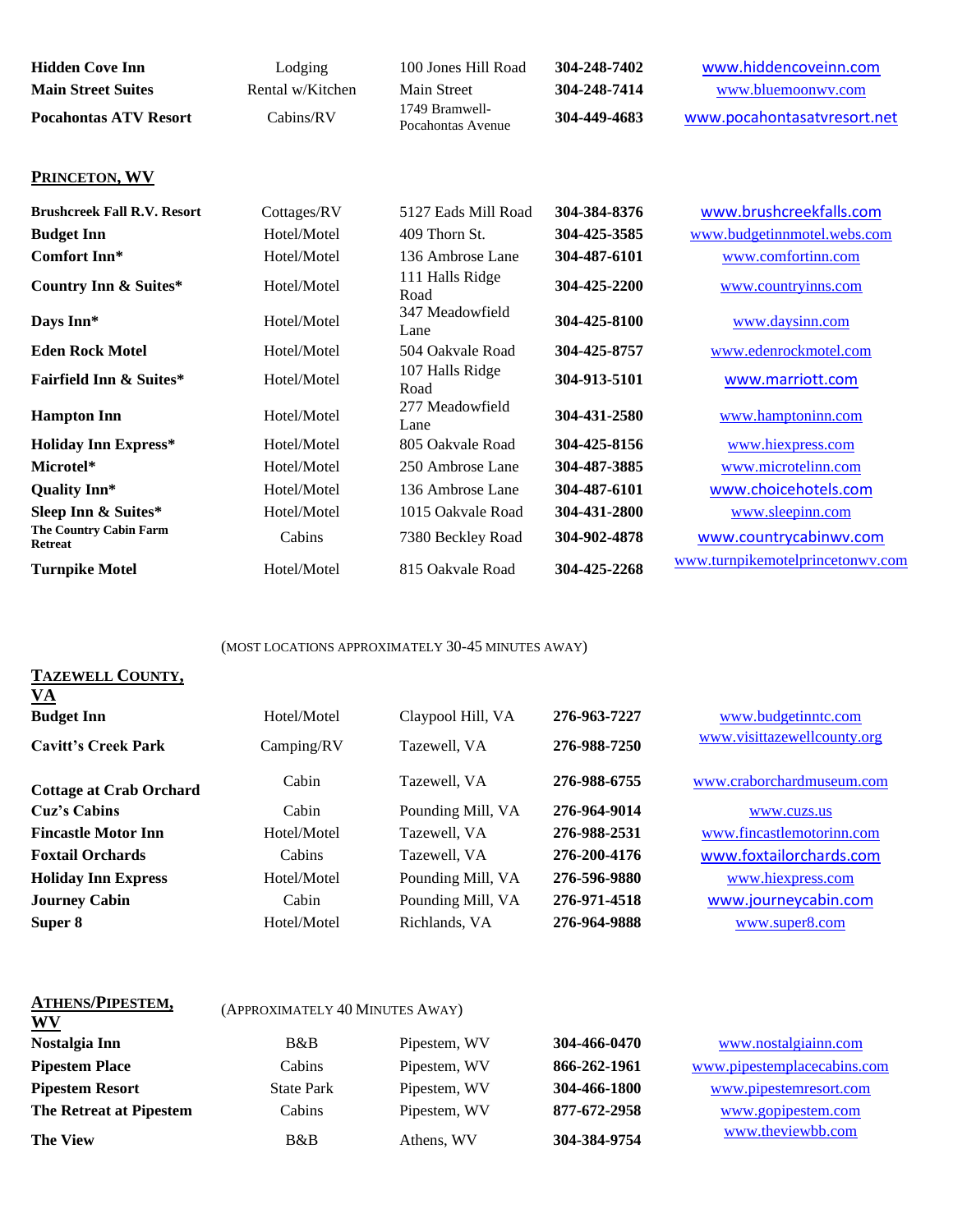| | | | | |
|---|---|---|---|---|
| **Hidden Cove Inn** | Lodging | 100 Jones Hill Road | **304-248-7402** | www.hiddencoveinn.com |
| **Main Street Suites** | Rental w/Kitchen | Main Street | **304-248-7414** | www.bluemoonwv.com |
| **Pocahontas ATV Resort** | Cabins/RV | 1749 Bramwell-Pocahontas Avenue | **304-449-4683** | www.pocahontasatvresort.net |

## PRINCETON, WV

| | | | | |
|---|---|---|---|---|
| **Brushcreek Fall R.V. Resort** | Cottages/RV | 5127 Eads Mill Road | **304-384-8376** | www.brushcreekfalls.com |
| **Budget Inn** | Hotel/Motel | 409 Thorn St. | **304-425-3585** | www.budgetinnmotel.webs.com |
| **Comfort Inn*** | Hotel/Motel | 136 Ambrose Lane | **304-487-6101** | www.comfortinn.com |
| **Country Inn & Suites*** | Hotel/Motel | 111 Halls Ridge Road | **304-425-2200** | www.countryinns.com |
| **Days Inn*** | Hotel/Motel | 347 Meadowfield Lane | **304-425-8100** | www.daysinn.com |
| **Eden Rock Motel** | Hotel/Motel | 504 Oakvale Road | **304-425-8757** | www.edenrockmotel.com |
| **Fairfield Inn & Suites*** | Hotel/Motel | 107 Halls Ridge Road | **304-913-5101** | www.marriott.com |
| **Hampton Inn** | Hotel/Motel | 277 Meadowfield Lane | **304-431-2580** | www.hamptoninn.com |
| **Holiday Inn Express*** | Hotel/Motel | 805 Oakvale Road | **304-425-8156** | www.hiexpress.com |
| **Microtel*** | Hotel/Motel | 250 Ambrose Lane | **304-487-3885** | www.microtelinn.com |
| **Quality Inn*** | Hotel/Motel | 136 Ambrose Lane | **304-487-6101** | www.choicehotels.com |
| **Sleep Inn & Suites*** | Hotel/Motel | 1015 Oakvale Road | **304-431-2800** | www.sleepinn.com |
| **The Country Cabin Farm Retreat** | Cabins | 7380 Beckley Road | **304-902-4878** | www.countrycabinwv.com |
| **Turnpike Motel** | Hotel/Motel | 815 Oakvale Road | **304-425-2268** | www.turnpikemotelprincetonwv.com |

(MOST LOCATIONS APPROXIMATELY 30-45 MINUTES AWAY)

## TAZEWELL COUNTY, VA

| | | | | |
|---|---|---|---|---|
| **Budget Inn** | Hotel/Motel | Claypool Hill, VA | **276-963-7227** | www.budgetinntc.com |
| **Cavitt's Creek Park** | Camping/RV | Tazewell, VA | **276-988-7250** | www.visittazewellcounty.org |
| **Cottage at Crab Orchard** | Cabin | Tazewell, VA | **276-988-6755** | www.craborchardmuseum.com |
| **Cuz's Cabins** | Cabin | Pounding Mill, VA | **276-964-9014** | www.cuzs.us |
| **Fincastle Motor Inn** | Hotel/Motel | Tazewell, VA | **276-988-2531** | www.fincastlemotorinn.com |
| **Foxtail Orchards** | Cabins | Tazewell, VA | **276-200-4176** | www.foxtailorchards.com |
| **Holiday Inn Express** | Hotel/Motel | Pounding Mill, VA | **276-596-9880** | www.hiexpress.com |
| **Journey Cabin** | Cabin | Pounding Mill, VA | **276-971-4518** | www.journeycabin.com |
| **Super 8** | Hotel/Motel | Richlands, VA | **276-964-9888** | www.super8.com |

## ATHENS/PIPESTEM, WV

(APPROXIMATELY 40 MINUTES AWAY)

| | | | | |
|---|---|---|---|---|
| **Nostalgia Inn** | B&B | Pipestem, WV | **304-466-0470** | www.nostalgiainn.com |
| **Pipestem Place** | Cabins | Pipestem, WV | **866-262-1961** | www.pipestemplacecabins.com |
| **Pipestem Resort** | State Park | Pipestem, WV | **304-466-1800** | www.pipestemresort.com |
| **The Retreat at Pipestem** | Cabins | Pipestem, WV | **877-672-2958** | www.gopipestem.com |
| **The View** | B&B | Athens, WV | **304-384-9754** | www.theviewbb.com |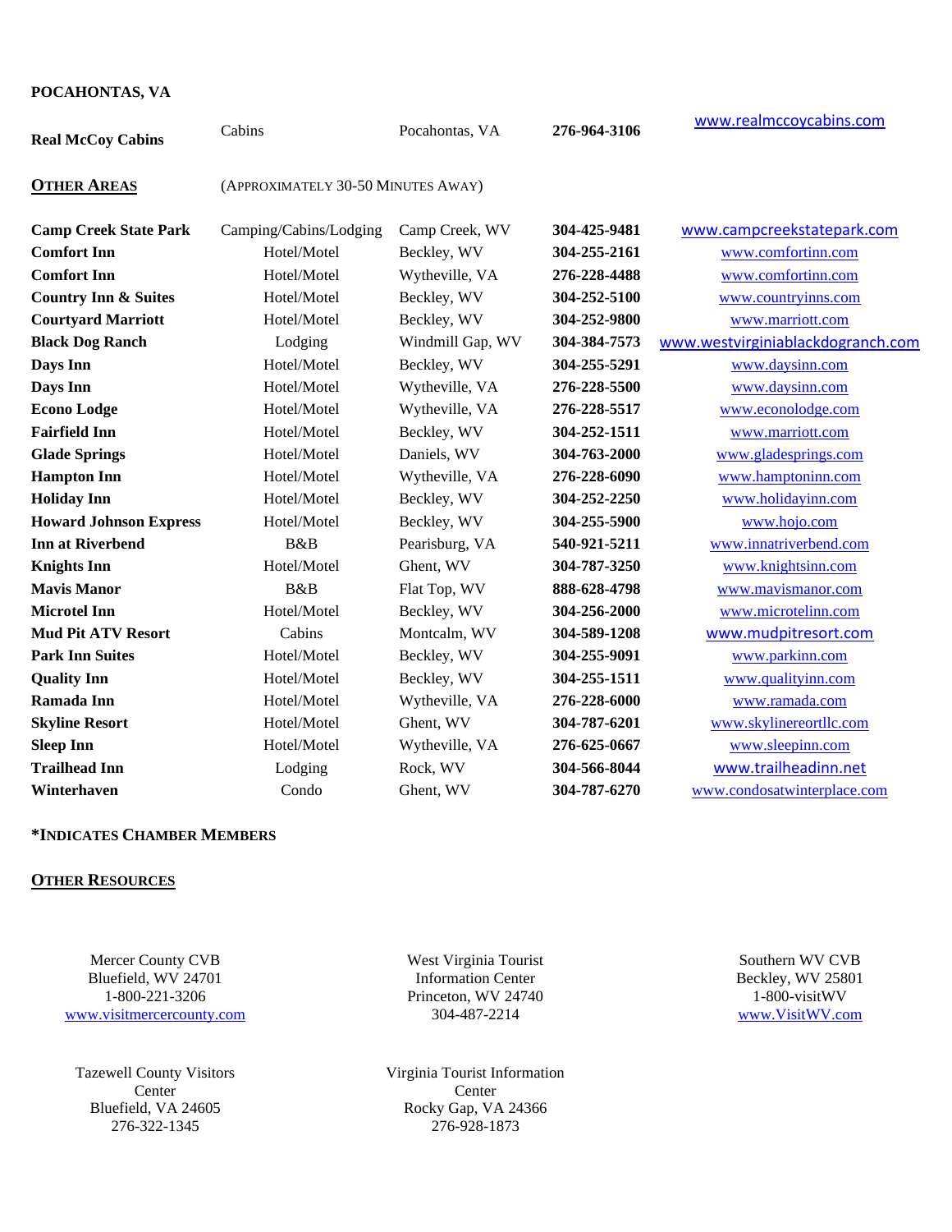**POCAHONTAS, VA**

| | | | | |
|---|---|---|---|---|
| **Real McCoy Cabins** | Cabins | Pocahontas, VA | **276-964-3106** | www.realmccoycabins.com |

**OTHER AREAS** (APPROXIMATELY 30-50 MINUTES AWAY)

| | | | | |
|---|---|---|---|---|
| **Camp Creek State Park** | Camping/Cabins/Lodging | Camp Creek, WV | **304-425-9481** | www.campcreekstatepark.com |
| **Comfort Inn** | Hotel/Motel | Beckley, WV | **304-255-2161** | www.comfortinn.com |
| **Comfort Inn** | Hotel/Motel | Wytheville, VA | **276-228-4488** | www.comfortinn.com |
| **Country Inn & Suites** | Hotel/Motel | Beckley, WV | **304-252-5100** | www.countryinns.com |
| **Courtyard Marriott** | Hotel/Motel | Beckley, WV | **304-252-9800** | www.marriott.com |
| **Black Dog Ranch** | Lodging | Windmill Gap, WV | **304-384-7573** | www.westvirginiablackdogranch.com |
| **Days Inn** | Hotel/Motel | Beckley, WV | **304-255-5291** | www.daysinn.com |
| **Days Inn** | Hotel/Motel | Wytheville, VA | **276-228-5500** | www.daysinn.com |
| **Econo Lodge** | Hotel/Motel | Wytheville, VA | **276-228-5517** | www.econolodge.com |
| **Fairfield Inn** | Hotel/Motel | Beckley, WV | **304-252-1511** | www.marriott.com |
| **Glade Springs** | Hotel/Motel | Daniels, WV | **304-763-2000** | www.gladesprings.com |
| **Hampton Inn** | Hotel/Motel | Wytheville, VA | **276-228-6090** | www.hamptoninn.com |
| **Holiday Inn** | Hotel/Motel | Beckley, WV | **304-252-2250** | www.holidayinn.com |
| **Howard Johnson Express** | Hotel/Motel | Beckley, WV | **304-255-5900** | www.hojo.com |
| **Inn at Riverbend** | B&B | Pearisburg, VA | **540-921-5211** | www.innatriverbend.com |
| **Knights Inn** | Hotel/Motel | Ghent, WV | **304-787-3250** | www.knightsinn.com |
| **Mavis Manor** | B&B | Flat Top, WV | **888-628-4798** | www.mavismanor.com |
| **Microtel Inn** | Hotel/Motel | Beckley, WV | **304-256-2000** | www.microtelinn.com |
| **Mud Pit ATV Resort** | Cabins | Montcalm, WV | **304-589-1208** | www.mudpitresort.com |
| **Park Inn Suites** | Hotel/Motel | Beckley, WV | **304-255-9091** | www.parkinn.com |
| **Quality Inn** | Hotel/Motel | Beckley, WV | **304-255-1511** | www.qualityinn.com |
| **Ramada Inn** | Hotel/Motel | Wytheville, VA | **276-228-6000** | www.ramada.com |
| **Skyline Resort** | Hotel/Motel | Ghent, WV | **304-787-6201** | www.skylinereortllc.com |
| **Sleep Inn** | Hotel/Motel | Wytheville, VA | **276-625-0667** | www.sleepinn.com |
| **Trailhead Inn** | Lodging | Rock, WV | **304-566-8044** | www.trailheadinn.net |
| **Winterhaven** | Condo | Ghent, WV | **304-787-6270** | www.condosatwinterplace.com |

**\*INDICATES CHAMBER MEMBERS**

**OTHER RESOURCES**

Mercer County CVB
Bluefield, WV 24701
1-800-221-3206
www.visitmercercounty.com

West Virginia Tourist Information Center
Princeton, WV 24740
304-487-2214

Southern WV CVB
Beckley, WV 25801
1-800-visitWV
www.VisitWV.com

Tazewell County Visitors Center
Bluefield, VA 24605
276-322-1345

Virginia Tourist Information Center
Rocky Gap, VA 24366
276-928-1873